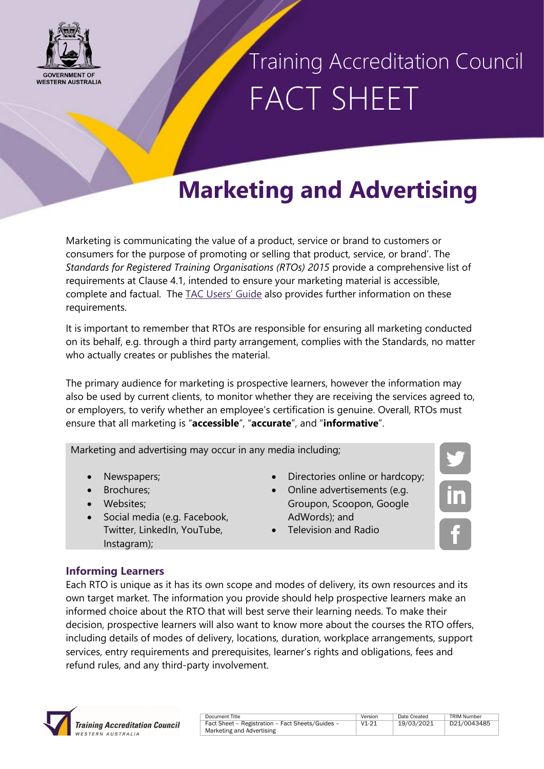# Training Accreditation Council FACT SHEET

# Marketing and Advertising

Marketing is communicating the value of a product, service or brand to customers or consumers for the purpose of promoting or selling that product, service, or brand'. The *Standards for Registered Training Organisations (RTOs) 2015* provide a comprehensive list of requirements at Clause 4.1, intended to ensure your marketing material is accessible, complete and factual. The TAC Users' Guide also provides further information on these requirements.

It is important to remember that RTOs are responsible for ensuring all marketing conducted on its behalf, e.g. through a third party arrangement, complies with the Standards, no matter who actually creates or publishes the material.

The primary audience for marketing is prospective learners, however the information may also be used by current clients, to monitor whether they are receiving the services agreed to, or employers, to verify whether an employee's certification is genuine. Overall, RTOs must ensure that all marketing is "**accessible**", "**accurate**", and "**informative**".

Marketing and advertising may occur in any media including;

- Newspapers;
- Brochures;
- Websites;
- Social media (e.g. Facebook, Twitter, LinkedIn, YouTube, Instagram);
- Directories online or hardcopy;
- Online advertisements (e.g. Groupon, Scoopon, Google AdWords); and
- Television and Radio

## Informing Learners

Each RTO is unique as it has its own scope and modes of delivery, its own resources and its own target market. The information you provide should help prospective learners make an informed choice about the RTO that will best serve their learning needs. To make their decision, prospective learners will also want to know more about the courses the RTO offers, including details of modes of delivery, locations, duration, workplace arrangements, support services, entry requirements and prerequisites, learner's rights and obligations, fees and refund rules, and any third-party involvement.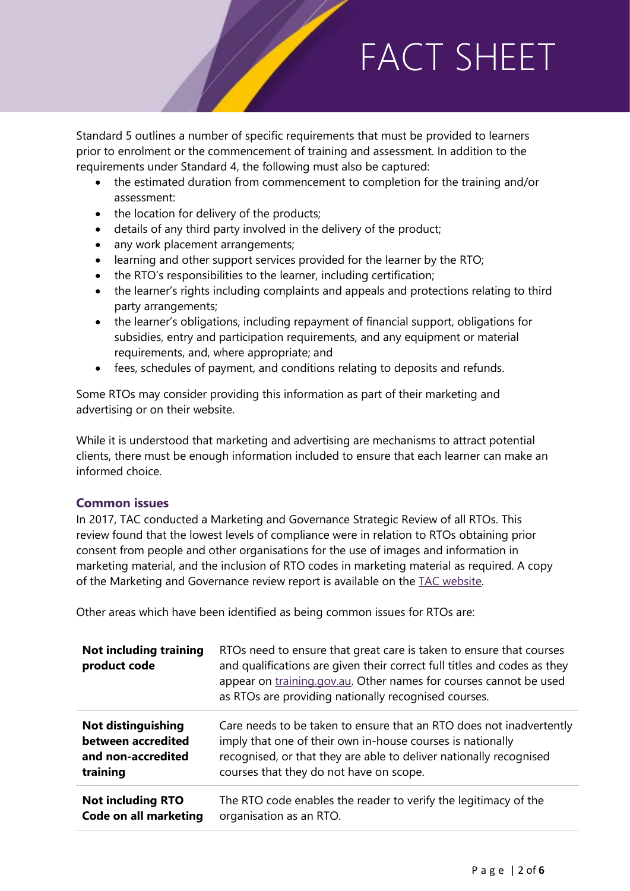Standard 5 outlines a number of specific requirements that must be provided to learners prior to enrolment or the commencement of training and assessment. In addition to the requirements under Standard 4, the following must also be captured:

- the estimated duration from commencement to completion for the training and/or assessment:
- the location for delivery of the products;
- details of any third party involved in the delivery of the product;
- any work placement arrangements;
- learning and other support services provided for the learner by the RTO;
- the RTO's responsibilities to the learner, including certification;
- the learner's rights including complaints and appeals and protections relating to third party arrangements;
- the learner's obligations, including repayment of financial support, obligations for subsidies, entry and participation requirements, and any equipment or material requirements, and, where appropriate; and
- fees, schedules of payment, and conditions relating to deposits and refunds.

Some RTOs may consider providing this information as part of their marketing and advertising or on their website.

While it is understood that marketing and advertising are mechanisms to attract potential clients, there must be enough information included to ensure that each learner can make an informed choice.

### Common issues

In 2017, TAC conducted a Marketing and Governance Strategic Review of all RTOs. This review found that the lowest levels of compliance were in relation to RTOs obtaining prior consent from people and other organisations for the use of images and information in marketing material, and the inclusion of RTO codes in marketing material as required. A copy of the Marketing and Governance review report is available on the TAC website.

Other areas which have been identified as being common issues for RTOs are:

| | |
|---|---|
| **Not including training product code** | RTOs need to ensure that great care is taken to ensure that courses and qualifications are given their correct full titles and codes as they appear on training.gov.au. Other names for courses cannot be used as RTOs are providing nationally recognised courses. |
| **Not distinguishing between accredited and non-accredited training** | Care needs to be taken to ensure that an RTO does not inadvertently imply that one of their own in-house courses is nationally recognised, or that they are able to deliver nationally recognised courses that they do not have on scope. |
| **Not including RTO Code on all marketing** | The RTO code enables the reader to verify the legitimacy of the organisation as an RTO. |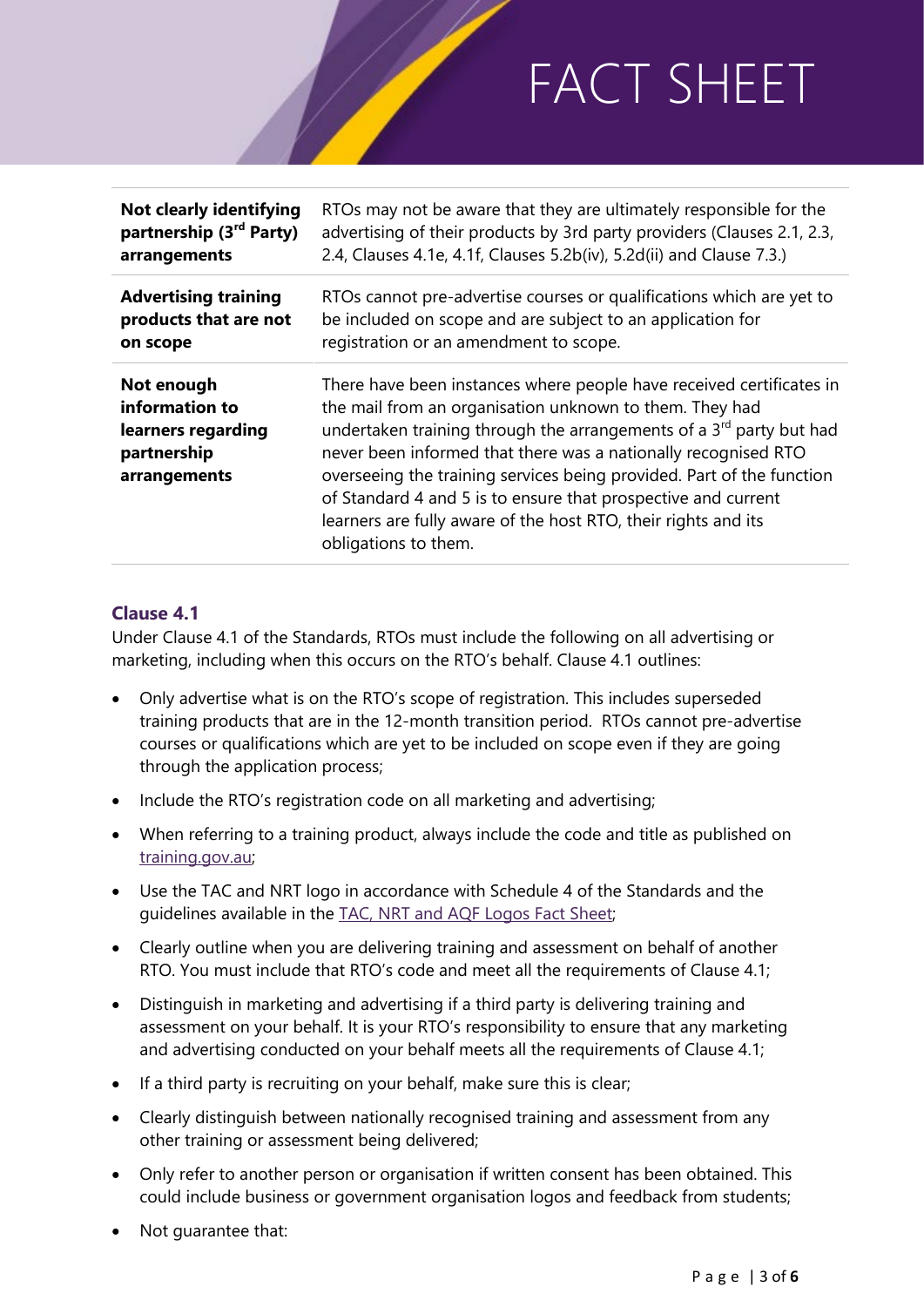| | |
|---|---|
| **Not clearly identifying partnership (3rd Party) arrangements** | RTOs may not be aware that they are ultimately responsible for the advertising of their products by 3rd party providers (Clauses 2.1, 2.3, 2.4, Clauses 4.1e, 4.1f, Clauses 5.2b(iv), 5.2d(ii) and Clause 7.3.) |
| **Advertising training products that are not on scope** | RTOs cannot pre-advertise courses or qualifications which are yet to be included on scope and are subject to an application for registration or an amendment to scope. |
| **Not enough information to learners regarding partnership arrangements** | There have been instances where people have received certificates in the mail from an organisation unknown to them. They had undertaken training through the arrangements of a 3rd party but had never been informed that there was a nationally recognised RTO overseeing the training services being provided. Part of the function of Standard 4 and 5 is to ensure that prospective and current learners are fully aware of the host RTO, their rights and its obligations to them. |

### Clause 4.1

Under Clause 4.1 of the Standards, RTOs must include the following on all advertising or marketing, including when this occurs on the RTO's behalf. Clause 4.1 outlines:

- Only advertise what is on the RTO's scope of registration. This includes superseded training products that are in the 12-month transition period. RTOs cannot pre-advertise courses or qualifications which are yet to be included on scope even if they are going through the application process;
- Include the RTO's registration code on all marketing and advertising;
- When referring to a training product, always include the code and title as published on training.gov.au;
- Use the TAC and NRT logo in accordance with Schedule 4 of the Standards and the guidelines available in the TAC, NRT and AQF Logos Fact Sheet;
- Clearly outline when you are delivering training and assessment on behalf of another RTO. You must include that RTO's code and meet all the requirements of Clause 4.1;
- Distinguish in marketing and advertising if a third party is delivering training and assessment on your behalf. It is your RTO's responsibility to ensure that any marketing and advertising conducted on your behalf meets all the requirements of Clause 4.1;
- If a third party is recruiting on your behalf, make sure this is clear;
- Clearly distinguish between nationally recognised training and assessment from any other training or assessment being delivered;
- Only refer to another person or organisation if written consent has been obtained. This could include business or government organisation logos and feedback from students;
- Not guarantee that: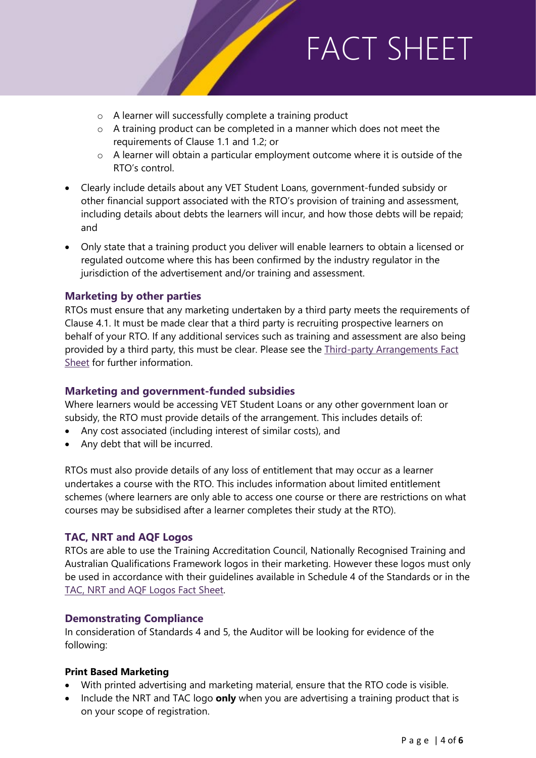- A learner will successfully complete a training product
    - A training product can be completed in a manner which does not meet the requirements of Clause 1.1 and 1.2; or
    - A learner will obtain a particular employment outcome where it is outside of the RTO's control.
- Clearly include details about any VET Student Loans, government-funded subsidy or other financial support associated with the RTO's provision of training and assessment, including details about debts the learners will incur, and how those debts will be repaid; and
- Only state that a training product you deliver will enable learners to obtain a licensed or regulated outcome where this has been confirmed by the industry regulator in the jurisdiction of the advertisement and/or training and assessment.

### Marketing by other parties

RTOs must ensure that any marketing undertaken by a third party meets the requirements of Clause 4.1. It must be made clear that a third party is recruiting prospective learners on behalf of your RTO. If any additional services such as training and assessment are also being provided by a third party, this must be clear. Please see the Third-party Arrangements Fact Sheet for further information.

### Marketing and government-funded subsidies

Where learners would be accessing VET Student Loans or any other government loan or subsidy, the RTO must provide details of the arrangement. This includes details of:

- Any cost associated (including interest of similar costs), and
- Any debt that will be incurred.

RTOs must also provide details of any loss of entitlement that may occur as a learner undertakes a course with the RTO. This includes information about limited entitlement schemes (where learners are only able to access one course or there are restrictions on what courses may be subsidised after a learner completes their study at the RTO).

### TAC, NRT and AQF Logos

RTOs are able to use the Training Accreditation Council, Nationally Recognised Training and Australian Qualifications Framework logos in their marketing. However these logos must only be used in accordance with their guidelines available in Schedule 4 of the Standards or in the TAC, NRT and AQF Logos Fact Sheet.

### Demonstrating Compliance

In consideration of Standards 4 and 5, the Auditor will be looking for evidence of the following:

**Print Based Marketing**

- With printed advertising and marketing material, ensure that the RTO code is visible.
- Include the NRT and TAC logo **only** when you are advertising a training product that is on your scope of registration.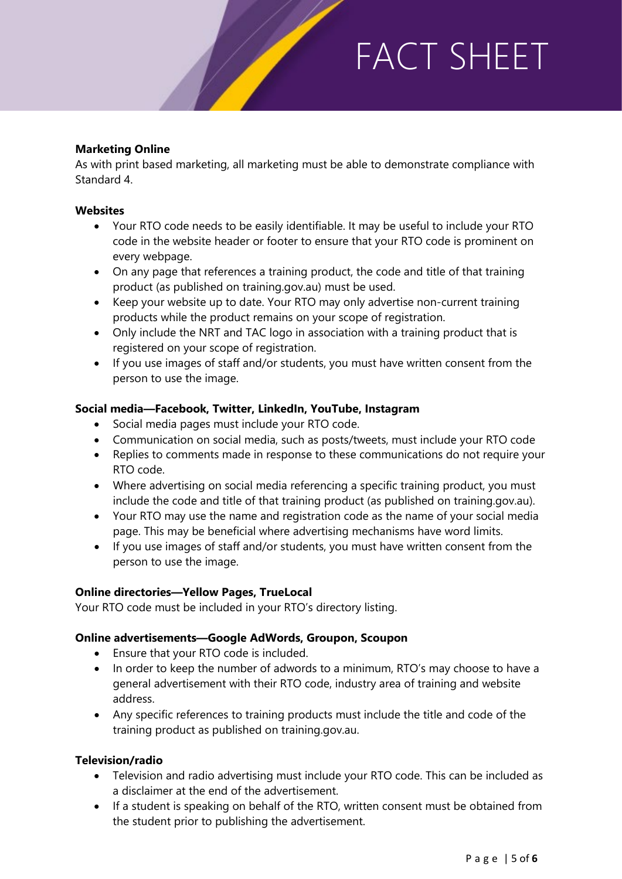**Marketing Online**

As with print based marketing, all marketing must be able to demonstrate compliance with Standard 4.

**Websites**

- Your RTO code needs to be easily identifiable. It may be useful to include your RTO code in the website header or footer to ensure that your RTO code is prominent on every webpage.
- On any page that references a training product, the code and title of that training product (as published on training.gov.au) must be used.
- Keep your website up to date. Your RTO may only advertise non-current training products while the product remains on your scope of registration.
- Only include the NRT and TAC logo in association with a training product that is registered on your scope of registration.
- If you use images of staff and/or students, you must have written consent from the person to use the image.

**Social media—Facebook, Twitter, LinkedIn, YouTube, Instagram**

- Social media pages must include your RTO code.
- Communication on social media, such as posts/tweets, must include your RTO code
- Replies to comments made in response to these communications do not require your RTO code.
- Where advertising on social media referencing a specific training product, you must include the code and title of that training product (as published on training.gov.au).
- Your RTO may use the name and registration code as the name of your social media page. This may be beneficial where advertising mechanisms have word limits.
- If you use images of staff and/or students, you must have written consent from the person to use the image.

**Online directories—Yellow Pages, TrueLocal**

Your RTO code must be included in your RTO's directory listing.

**Online advertisements—Google AdWords, Groupon, Scoupon**

- Ensure that your RTO code is included.
- In order to keep the number of adwords to a minimum, RTO's may choose to have a general advertisement with their RTO code, industry area of training and website address.
- Any specific references to training products must include the title and code of the training product as published on training.gov.au.

**Television/radio**

- Television and radio advertising must include your RTO code. This can be included as a disclaimer at the end of the advertisement.
- If a student is speaking on behalf of the RTO, written consent must be obtained from the student prior to publishing the advertisement.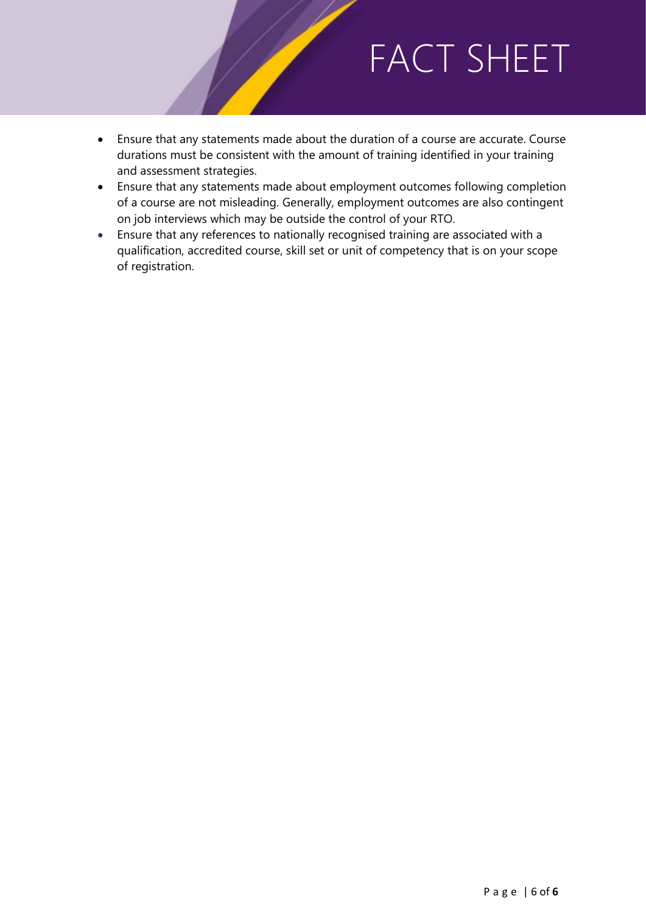- Ensure that any statements made about the duration of a course are accurate. Course durations must be consistent with the amount of training identified in your training and assessment strategies.
- Ensure that any statements made about employment outcomes following completion of a course are not misleading. Generally, employment outcomes are also contingent on job interviews which may be outside the control of your RTO.
- Ensure that any references to nationally recognised training are associated with a qualification, accredited course, skill set or unit of competency that is on your scope of registration.